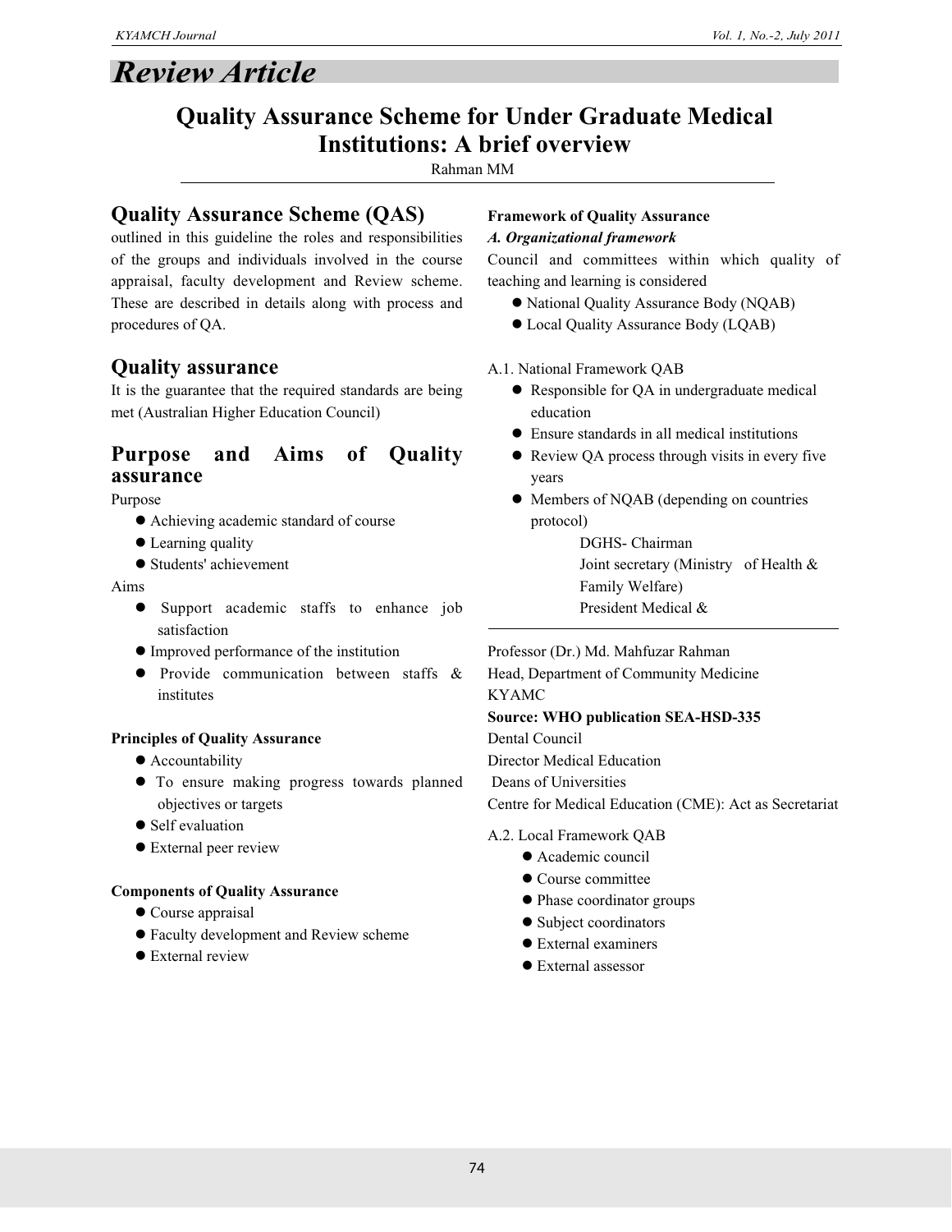# Review Article

# Quality Assurance Scheme for Under Graduate Medical Institutions: A brief overview

Rahman MM

## Quality Assurance Scheme (QAS)

outlined in this guideline the roles and responsibilities of the groups and individuals involved in the course appraisal, faculty development and Review scheme. These are described in details along with process and procedures of QA.

## Quality assurance

It is the guarantee that the required standards are being met (Australian Higher Education Council)

## Purpose and Aims of Quality assurance

Purpose

- Achieving academic standard of course
- Learning quality
- Students' achievement

Aims

- Support academic staffs to enhance job satisfaction
- Improved performance of the institution
- Provide communication between staffs & institutes

**Principles of Quality Assurance**

- Accountability
- To ensure making progress towards planned objectives or targets
- Self evaluation
- External peer review

**Components of Quality Assurance**

- Course appraisal
- Faculty development and Review scheme
- External review

**Framework of Quality Assurance**

***A. Organizational framework***

Council and committees within which quality of teaching and learning is considered

- National Quality Assurance Body (NQAB)
- Local Quality Assurance Body (LQAB)

A.1. National Framework QAB

- Responsible for QA in undergraduate medical education
- Ensure standards in all medical institutions
- Review QA process through visits in every five years
- Members of NQAB (depending on countries protocol)

  DGHS- Chairman
  Joint secretary (Ministry of Health & Family Welfare)
  President Medical & Dental Council
  Director Medical Education
  Deans of Universities
  Centre for Medical Education (CME): Act as Secretariat

A.2. Local Framework QAB

- Academic council
- Course committee
- Phase coordinator groups
- Subject coordinators
- External examiners
- External assessor

---

Professor (Dr.) Md. Mahfuzar Rahman
Head, Department of Community Medicine
KYAMC

**Source: WHO publication SEA-HSD-335**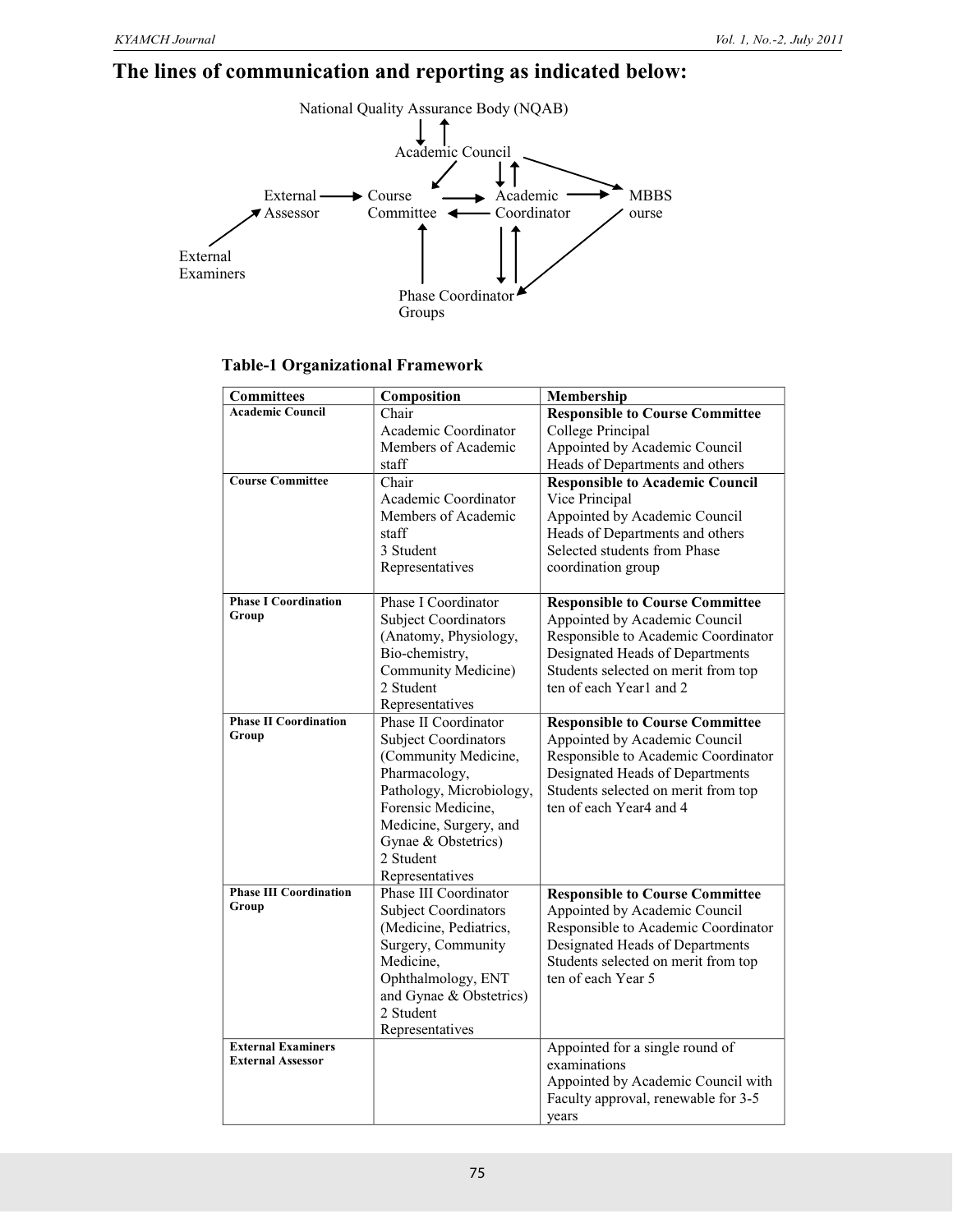## The lines of communication and reporting as indicated below:

National Quality Assurance Body (NQAB)

Academic Council

External Assessor → Course Committee → Academic Coordinator → MBBS ourse

External Examiners

Phase Coordinator Groups

**Table-1 Organizational Framework**

| Committees | Composition | Membership |
|---|---|---|
| **Academic Council** | Chair<br>Academic Coordinator<br>Members of Academic staff | **Responsible to Course Committee**<br>College Principal<br>Appointed by Academic Council<br>Heads of Departments and others |
| **Course Committee** | Chair<br>Academic Coordinator<br>Members of Academic staff<br>3 Student Representatives | **Responsible to Academic Council**<br>Vice Principal<br>Appointed by Academic Council<br>Heads of Departments and others<br>Selected students from Phase coordination group |
| **Phase I Coordination Group** | Phase I Coordinator<br>Subject Coordinators (Anatomy, Physiology, Bio-chemistry, Community Medicine)<br>2 Student Representatives | **Responsible to Course Committee**<br>Appointed by Academic Council<br>Responsible to Academic Coordinator<br>Designated Heads of Departments<br>Students selected on merit from top ten of each Year1 and 2 |
| **Phase II Coordination Group** | Phase II Coordinator<br>Subject Coordinators (Community Medicine, Pharmacology, Pathology, Microbiology, Forensic Medicine, Medicine, Surgery, and Gynae & Obstetrics)<br>2 Student Representatives | **Responsible to Course Committee**<br>Appointed by Academic Council<br>Responsible to Academic Coordinator<br>Designated Heads of Departments<br>Students selected on merit from top ten of each Year4 and 4 |
| **Phase III Coordination Group** | Phase III Coordinator<br>Subject Coordinators (Medicine, Pediatrics, Surgery, Community Medicine, Ophthalmology, ENT and Gynae & Obstetrics)<br>2 Student Representatives | **Responsible to Course Committee**<br>Appointed by Academic Council<br>Responsible to Academic Coordinator<br>Designated Heads of Departments<br>Students selected on merit from top ten of each Year 5 |
| **External Examiners**<br>**External Assessor** | | Appointed for a single round of examinations<br>Appointed by Academic Council with Faculty approval, renewable for 3-5 years |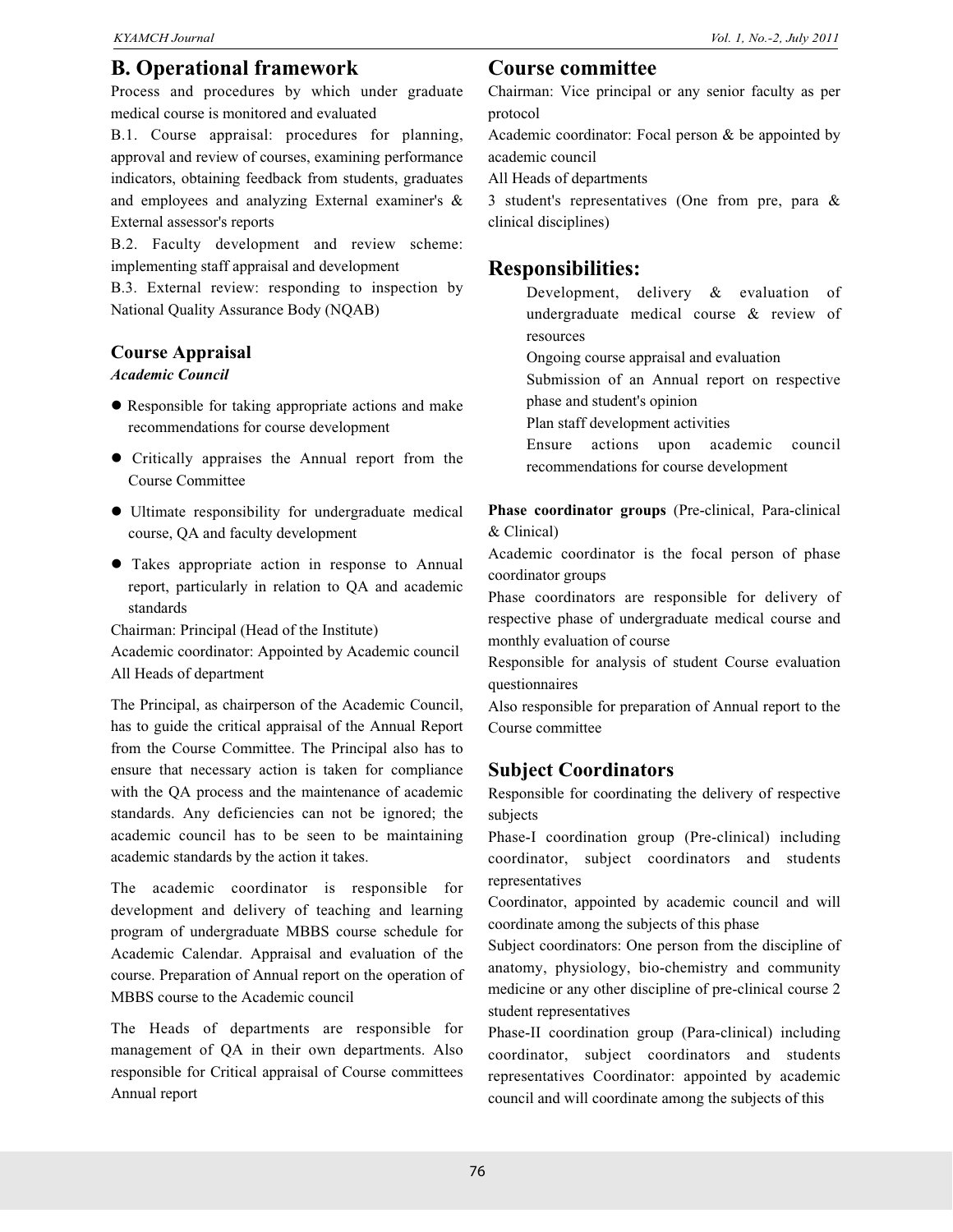## B. Operational framework

Process and procedures by which under graduate medical course is monitored and evaluated

B.1. Course appraisal: procedures for planning, approval and review of courses, examining performance indicators, obtaining feedback from students, graduates and employees and analyzing External examiner's & External assessor's reports

B.2. Faculty development and review scheme: implementing staff appraisal and development

B.3. External review: responding to inspection by National Quality Assurance Body (NQAB)

### Course Appraisal

***Academic Council***

- Responsible for taking appropriate actions and make recommendations for course development
- Critically appraises the Annual report from the Course Committee
- Ultimate responsibility for undergraduate medical course, QA and faculty development
- Takes appropriate action in response to Annual report, particularly in relation to QA and academic standards

Chairman: Principal (Head of the Institute)

Academic coordinator: Appointed by Academic council

All Heads of department

The Principal, as chairperson of the Academic Council, has to guide the critical appraisal of the Annual Report from the Course Committee. The Principal also has to ensure that necessary action is taken for compliance with the QA process and the maintenance of academic standards. Any deficiencies can not be ignored; the academic council has to be seen to be maintaining academic standards by the action it takes.

The academic coordinator is responsible for development and delivery of teaching and learning program of undergraduate MBBS course schedule for Academic Calendar. Appraisal and evaluation of the course. Preparation of Annual report on the operation of MBBS course to the Academic council

The Heads of departments are responsible for management of QA in their own departments. Also responsible for Critical appraisal of Course committees Annual report

## Course committee

Chairman: Vice principal or any senior faculty as per protocol

Academic coordinator: Focal person & be appointed by academic council

All Heads of departments

3 student's representatives (One from pre, para & clinical disciplines)

## Responsibilities:

Development, delivery & evaluation of undergraduate medical course & review of resources

Ongoing course appraisal and evaluation

Submission of an Annual report on respective phase and student's opinion

Plan staff development activities

Ensure actions upon academic council recommendations for course development

**Phase coordinator groups** (Pre-clinical, Para-clinical & Clinical)

Academic coordinator is the focal person of phase coordinator groups

Phase coordinators are responsible for delivery of respective phase of undergraduate medical course and monthly evaluation of course

Responsible for analysis of student Course evaluation questionnaires

Also responsible for preparation of Annual report to the Course committee

## Subject Coordinators

Responsible for coordinating the delivery of respective subjects

Phase-I coordination group (Pre-clinical) including coordinator, subject coordinators and students representatives

Coordinator, appointed by academic council and will coordinate among the subjects of this phase

Subject coordinators: One person from the discipline of anatomy, physiology, bio-chemistry and community medicine or any other discipline of pre-clinical course 2 student representatives

Phase-II coordination group (Para-clinical) including coordinator, subject coordinators and students representatives Coordinator: appointed by academic council and will coordinate among the subjects of this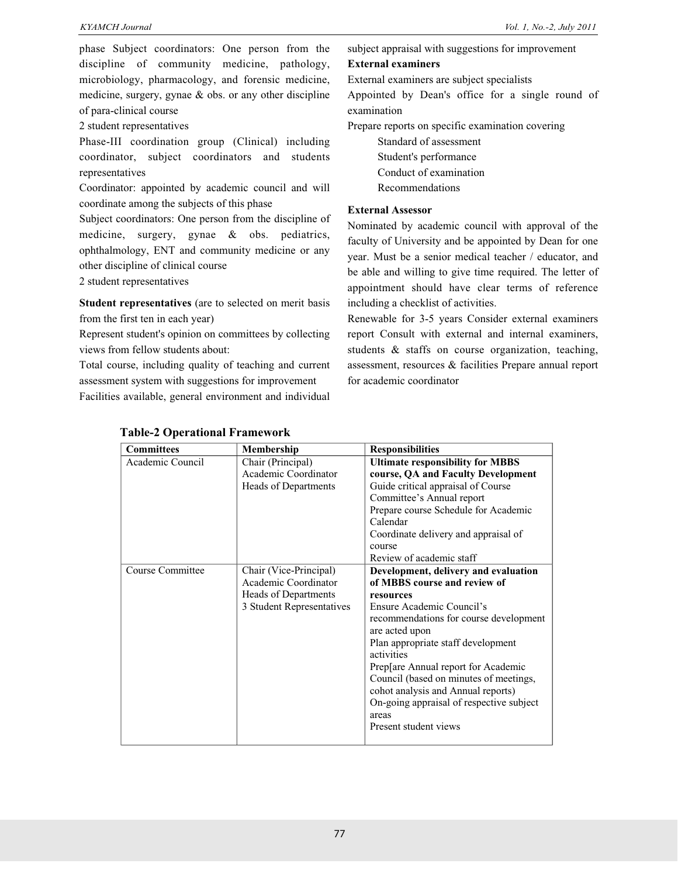phase Subject coordinators: One person from the discipline of community medicine, pathology, microbiology, pharmacology, and forensic medicine, medicine, surgery, gynae & obs. or any other discipline of para-clinical course

2 student representatives

Phase-III coordination group (Clinical) including coordinator, subject coordinators and students representatives

Coordinator: appointed by academic council and will coordinate among the subjects of this phase

Subject coordinators: One person from the discipline of medicine, surgery, gynae & obs. pediatrics, ophthalmology, ENT and community medicine or any other discipline of clinical course

2 student representatives

**Student representatives** (are to selected on merit basis from the first ten in each year)

Represent student's opinion on committees by collecting views from fellow students about:

Total course, including quality of teaching and current assessment system with suggestions for improvement

Facilities available, general environment and individual subject appraisal with suggestions for improvement

**External examiners**

External examiners are subject specialists

Appointed by Dean's office for a single round of examination

Prepare reports on specific examination covering

- Standard of assessment
- Student's performance
- Conduct of examination
- Recommendations

**External Assessor**

Nominated by academic council with approval of the faculty of University and be appointed by Dean for one year. Must be a senior medical teacher / educator, and be able and willing to give time required. The letter of appointment should have clear terms of reference including a checklist of activities.

Renewable for 3-5 years Consider external examiners report Consult with external and internal examiners, students & staffs on course organization, teaching, assessment, resources & facilities Prepare annual report for academic coordinator

**Table-2 Operational Framework**

| Committees | Membership | Responsibilities |
|---|---|---|
| Academic Council | Chair (Principal)<br>Academic Coordinator<br>Heads of Departments | **Ultimate responsibility for MBBS course, QA and Faculty Development**<br>Guide critical appraisal of Course Committee's Annual report<br>Prepare course Schedule for Academic Calendar<br>Coordinate delivery and appraisal of course<br>Review of academic staff |
| Course Committee | Chair (Vice-Principal)<br>Academic Coordinator<br>Heads of Departments<br>3 Student Representatives | **Development, delivery and evaluation of MBBS course and review of resources**<br>Ensure Academic Council's recommendations for course development are acted upon<br>Plan appropriate staff development activities<br>Prep[are Annual report for Academic Council (based on minutes of meetings, cohot analysis and Annual reports)<br>On-going appraisal of respective subject areas<br>Present student views |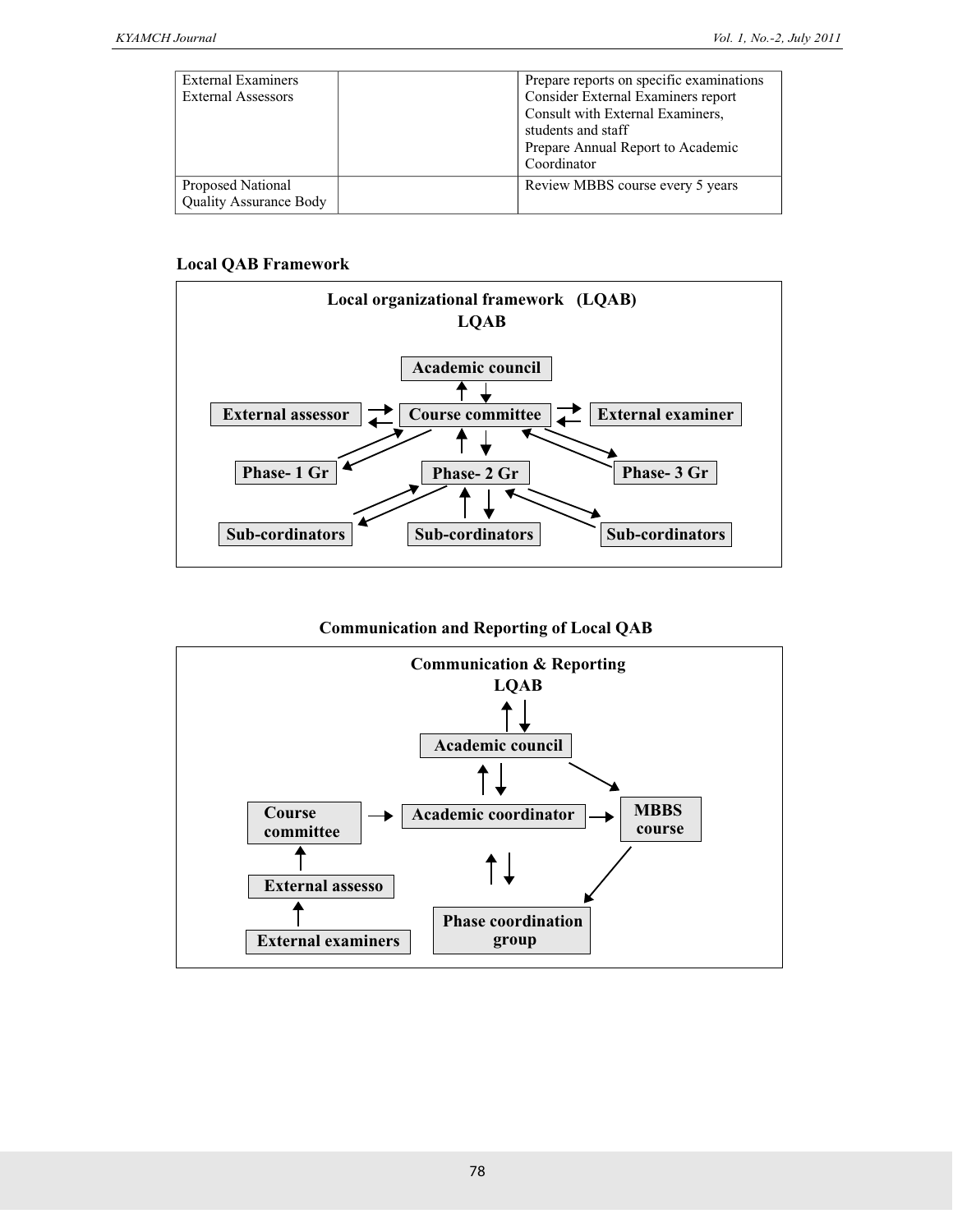| External Examiners<br>External Assessors | | Prepare reports on specific examinations<br>Consider External Examiners report<br>Consult with External Examiners, students and staff<br>Prepare Annual Report to Academic Coordinator |
|---|---|---|
| Proposed National Quality Assurance Body | | Review MBBS course every 5 years |

**Local QAB Framework**

**Local organizational framework (LQAB)**
**LQAB**

Academic council

External assessor ⇄ Course committee ⇄ External examiner

Phase- 1 Gr    Phase- 2 Gr    Phase- 3 Gr

Sub-cordinators    Sub-cordinators    Sub-cordinators

**Communication and Reporting of Local QAB**

**Communication & Reporting**
**LQAB**

Academic council

Course committee → Academic coordinator → MBBS course

External assesso

External examiners

Phase coordination group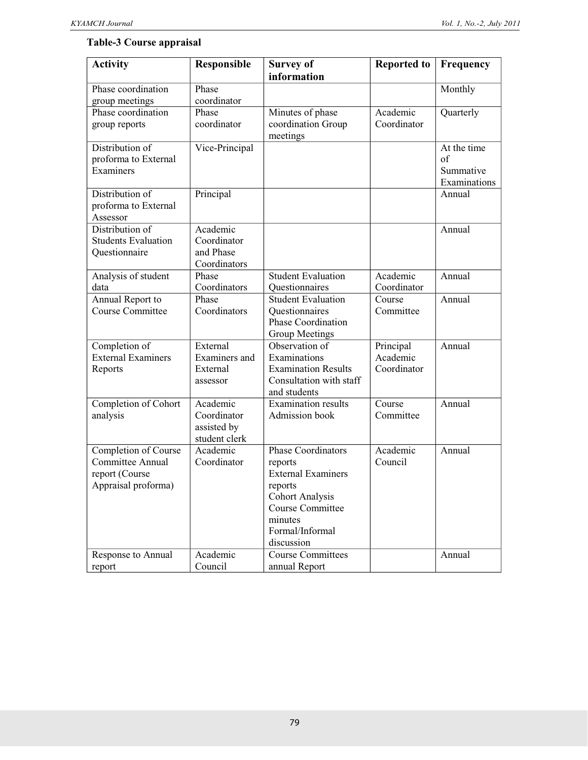**Table-3 Course appraisal**

| Activity | Responsible | Survey of information | Reported to | Frequency |
|---|---|---|---|---|
| Phase coordination group meetings | Phase coordinator | | | Monthly |
| Phase coordination group reports | Phase coordinator | Minutes of phase coordination Group meetings | Academic Coordinator | Quarterly |
| Distribution of proforma to External Examiners | Vice-Principal | | | At the time of Summative Examinations |
| Distribution of proforma to External Assessor | Principal | | | Annual |
| Distribution of Students Evaluation Questionnaire | Academic Coordinator and Phase Coordinators | | | Annual |
| Analysis of student data | Phase Coordinators | Student Evaluation Questionnaires | Academic Coordinator | Annual |
| Annual Report to Course Committee | Phase Coordinators | Student Evaluation Questionnaires Phase Coordination Group Meetings | Course Committee | Annual |
| Completion of External Examiners Reports | External Examiners and External assessor | Observation of Examinations Examination Results Consultation with staff and students | Principal Academic Coordinator | Annual |
| Completion of Cohort analysis | Academic Coordinator assisted by student clerk | Examination results Admission book | Course Committee | Annual |
| Completion of Course Committee Annual report (Course Appraisal proforma) | Academic Coordinator | Phase Coordinators reports External Examiners reports Cohort Analysis Course Committee minutes Formal/Informal discussion | Academic Council | Annual |
| Response to Annual report | Academic Council | Course Committees annual Report | | Annual |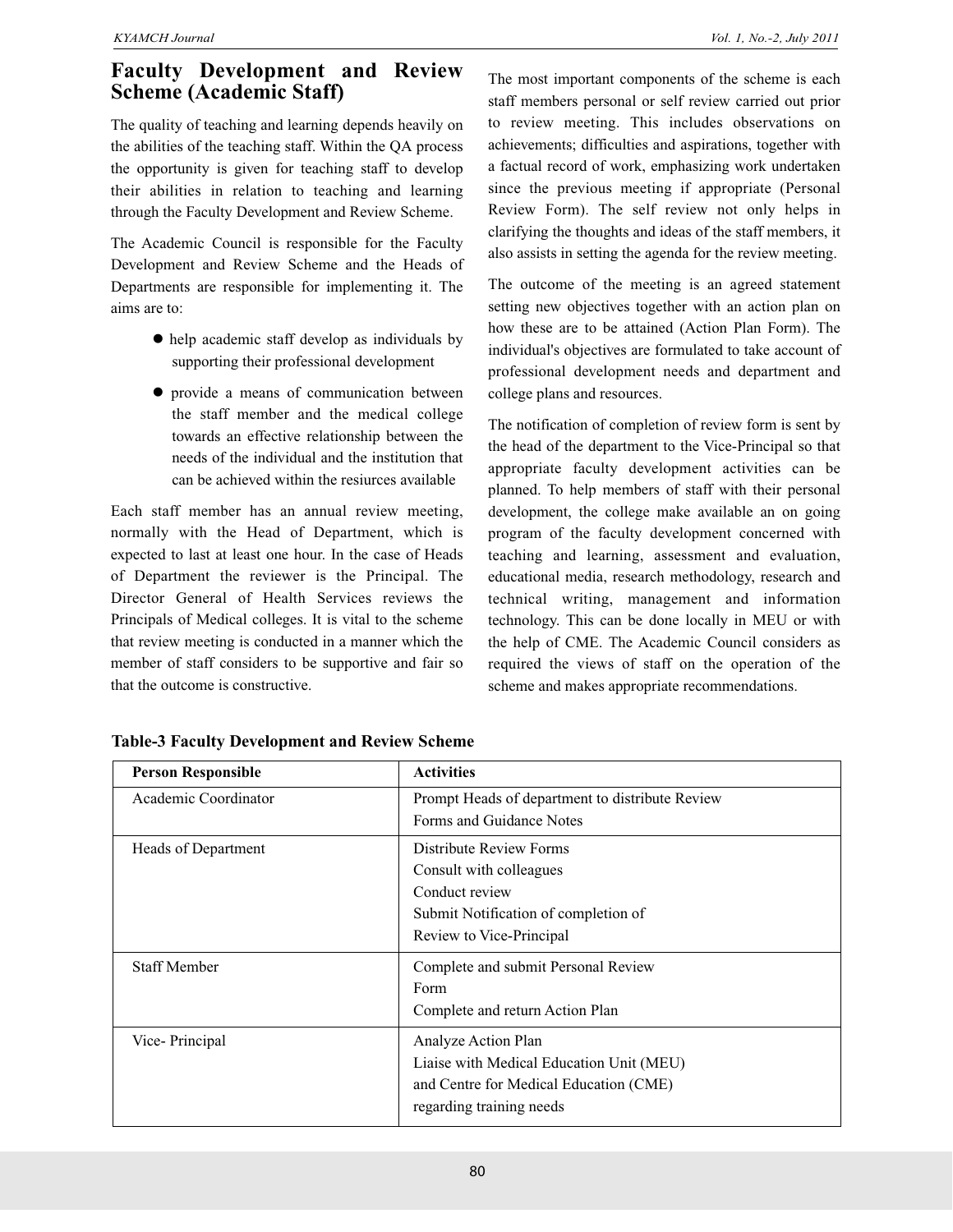## Faculty Development and Review Scheme (Academic Staff)

The quality of teaching and learning depends heavily on the abilities of the teaching staff. Within the QA process the opportunity is given for teaching staff to develop their abilities in relation to teaching and learning through the Faculty Development and Review Scheme.

The Academic Council is responsible for the Faculty Development and Review Scheme and the Heads of Departments are responsible for implementing it. The aims are to:

- help academic staff develop as individuals by supporting their professional development
- provide a means of communication between the staff member and the medical college towards an effective relationship between the needs of the individual and the institution that can be achieved within the resiurces available

Each staff member has an annual review meeting, normally with the Head of Department, which is expected to last at least one hour. In the case of Heads of Department the reviewer is the Principal. The Director General of Health Services reviews the Principals of Medical colleges. It is vital to the scheme that review meeting is conducted in a manner which the member of staff considers to be supportive and fair so that the outcome is constructive.

The most important components of the scheme is each staff members personal or self review carried out prior to review meeting. This includes observations on achievements; difficulties and aspirations, together with a factual record of work, emphasizing work undertaken since the previous meeting if appropriate (Personal Review Form). The self review not only helps in clarifying the thoughts and ideas of the staff members, it also assists in setting the agenda for the review meeting.

The outcome of the meeting is an agreed statement setting new objectives together with an action plan on how these are to be attained (Action Plan Form). The individual's objectives are formulated to take account of professional development needs and department and college plans and resources.

The notification of completion of review form is sent by the head of the department to the Vice-Principal so that appropriate faculty development activities can be planned. To help members of staff with their personal development, the college make available an on going program of the faculty development concerned with teaching and learning, assessment and evaluation, educational media, research methodology, research and technical writing, management and information technology. This can be done locally in MEU or with the help of CME. The Academic Council considers as required the views of staff on the operation of the scheme and makes appropriate recommendations.

**Table-3 Faculty Development and Review Scheme**

| Person Responsible | Activities |
|---|---|
| Academic Coordinator | Prompt Heads of department to distribute Review Forms and Guidance Notes |
| Heads of Department | Distribute Review Forms<br>Consult with colleagues<br>Conduct review<br>Submit Notification of completion of Review to Vice-Principal |
| Staff Member | Complete and submit Personal Review Form<br>Complete and return Action Plan |
| Vice- Principal | Analyze Action Plan<br>Liaise with Medical Education Unit (MEU) and Centre for Medical Education (CME) regarding training needs |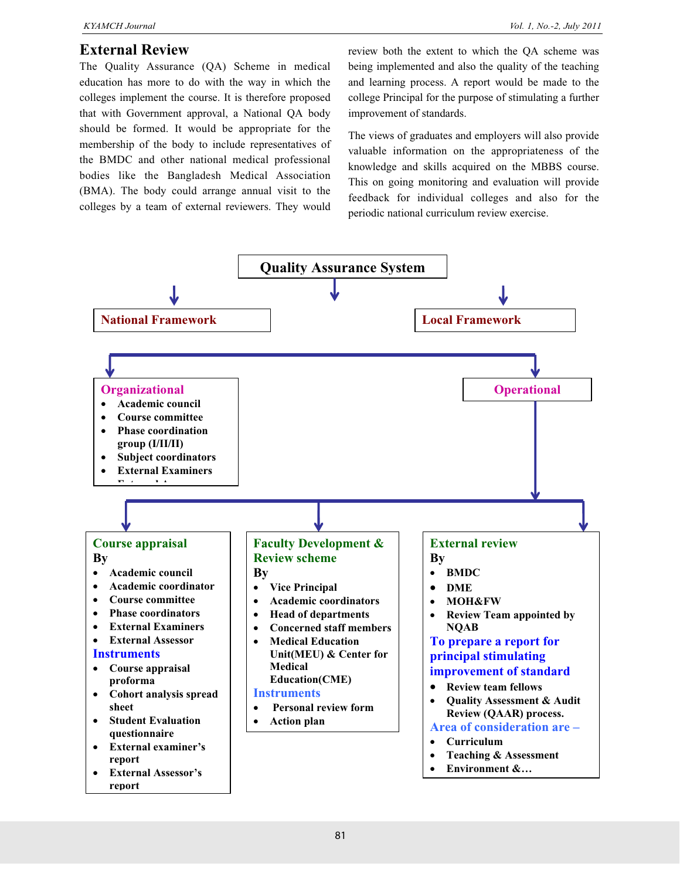## External Review

The Quality Assurance (QA) Scheme in medical education has more to do with the way in which the colleges implement the course. It is therefore proposed that with Government approval, a National QA body should be formed. It would be appropriate for the membership of the body to include representatives of the BMDC and other national medical professional bodies like the Bangladesh Medical Association (BMA). The body could arrange annual visit to the colleges by a team of external reviewers. They would review both the extent to which the QA scheme was being implemented and also the quality of the teaching and learning process. A report would be made to the college Principal for the purpose of stimulating a further improvement of standards.

The views of graduates and employers will also provide valuable information on the appropriateness of the knowledge and skills acquired on the MBBS course. This on going monitoring and evaluation will provide feedback for individual colleges and also for the periodic national curriculum review exercise.

**Quality Assurance System**

**National Framework**

**Local Framework**

**Organizational**

- Academic council
- Course committee
- Phase coordination group (I/II/II)
- Subject coordinators
- External Examiners

**Operational**

**Course appraisal**

**By**

- Academic council
- Academic coordinator
- Course committee
- Phase coordinators
- External Examiners
- External Assessor

**Instruments**

- Course appraisal proforma
- Cohort analysis spread sheet
- Student Evaluation questionnaire
- External examiner's report
- External Assessor's report

**Faculty Development & Review scheme**

**By**

- Vice Principal
- Academic coordinators
- Head of departments
- Concerned staff members
- Medical Education Unit(MEU) & Center for Medical Education(CME)

**Instruments**

- Personal review form
- Action plan

**External review**

**By**

- BMDC
- DME
- MOH&FW
- Review Team appointed by NQAB

**To prepare a report for principal stimulating improvement of standard**

- Review team fellows
- Quality Assessment & Audit Review (QAAR) process.

**Area of consideration are –**

- Curriculum
- Teaching & Assessment
- Environment &…